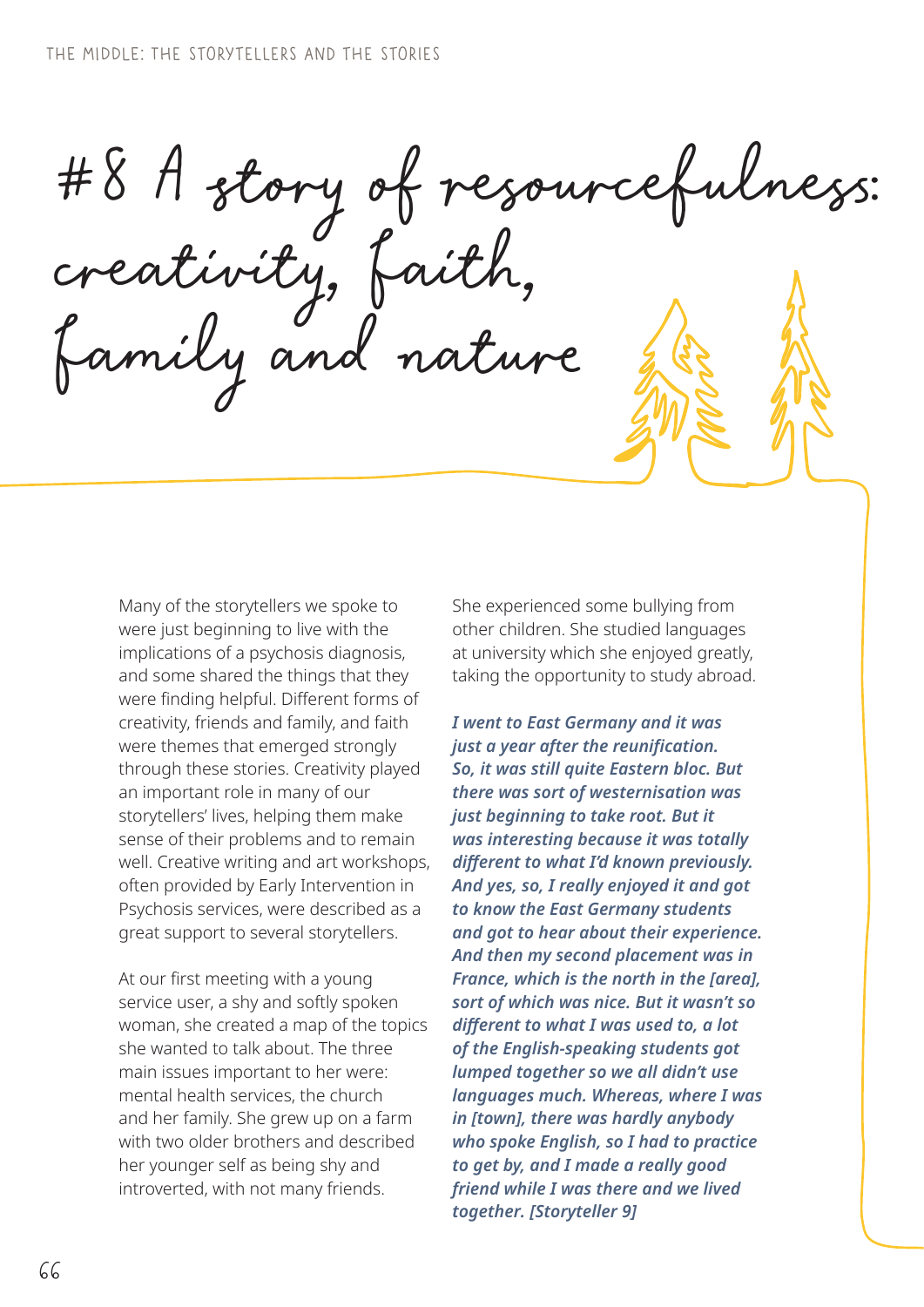# #8 A story of resourcefulness: creativity, faith, family and nature

Many of the storytellers we spoke to were just beginning to live with the implications of a psychosis diagnosis, and some shared the things that they were finding helpful. Different forms of creativity, friends and family, and faith were themes that emerged strongly through these stories. Creativity played an important role in many of our storytellers' lives, helping them make sense of their problems and to remain well. Creative writing and art workshops, often provided by Early Intervention in Psychosis services, were described as a great support to several storytellers.

At our first meeting with a young service user, a shy and softly spoken woman, she created a map of the topics she wanted to talk about. The three main issues important to her were: mental health services, the church and her family. She grew up on a farm with two older brothers and described her younger self as being shy and introverted, with not many friends. She experienced some bullying from other children. She studied languages at university which she enjoyed greatly, taking the opportunity to study abroad.

***I went to East Germany and it was just a year after the reunification. So, it was still quite Eastern bloc. But there was sort of westernisation was just beginning to take root. But it was interesting because it was totally different to what I'd known previously. And yes, so, I really enjoyed it and got to know the East Germany students and got to hear about their experience. And then my second placement was in France, which is the north in the [area], sort of which was nice. But it wasn't so different to what I was used to, a lot of the English-speaking students got lumped together so we all didn't use languages much. Whereas, where I was in [town], there was hardly anybody who spoke English, so I had to practice to get by, and I made a really good friend while I was there and we lived together. [Storyteller 9]***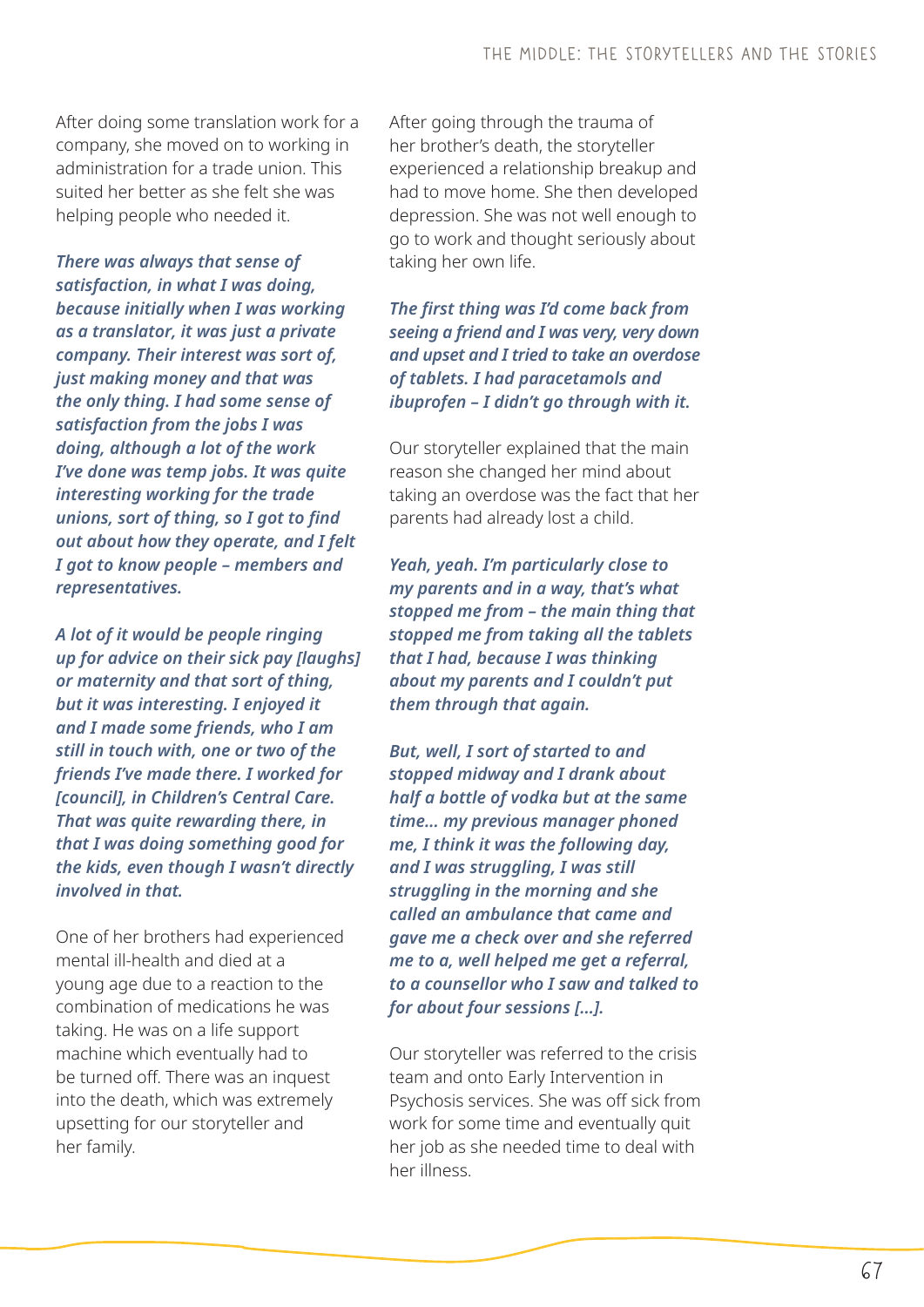After doing some translation work for a company, she moved on to working in administration for a trade union. This suited her better as she felt she was helping people who needed it.

***There was always that sense of satisfaction, in what I was doing, because initially when I was working as a translator, it was just a private company. Their interest was sort of, just making money and that was the only thing. I had some sense of satisfaction from the jobs I was doing, although a lot of the work I've done was temp jobs. It was quite interesting working for the trade unions, sort of thing, so I got to find out about how they operate, and I felt I got to know people – members and representatives.***

***A lot of it would be people ringing up for advice on their sick pay [laughs] or maternity and that sort of thing, but it was interesting. I enjoyed it and I made some friends, who I am still in touch with, one or two of the friends I've made there. I worked for [council], in Children's Central Care. That was quite rewarding there, in that I was doing something good for the kids, even though I wasn't directly involved in that.***

One of her brothers had experienced mental ill-health and died at a young age due to a reaction to the combination of medications he was taking. He was on a life support machine which eventually had to be turned off. There was an inquest into the death, which was extremely upsetting for our storyteller and her family.

After going through the trauma of her brother's death, the storyteller experienced a relationship breakup and had to move home. She then developed depression. She was not well enough to go to work and thought seriously about taking her own life.

***The first thing was I'd come back from seeing a friend and I was very, very down and upset and I tried to take an overdose of tablets. I had paracetamols and ibuprofen – I didn't go through with it.***

Our storyteller explained that the main reason she changed her mind about taking an overdose was the fact that her parents had already lost a child.

***Yeah, yeah. I'm particularly close to my parents and in a way, that's what stopped me from – the main thing that stopped me from taking all the tablets that I had, because I was thinking about my parents and I couldn't put them through that again.***

***But, well, I sort of started to and stopped midway and I drank about half a bottle of vodka but at the same time... my previous manager phoned me, I think it was the following day, and I was struggling, I was still struggling in the morning and she called an ambulance that came and gave me a check over and she referred me to a, well helped me get a referral, to a counsellor who I saw and talked to for about four sessions [...].***

Our storyteller was referred to the crisis team and onto Early Intervention in Psychosis services. She was off sick from work for some time and eventually quit her job as she needed time to deal with her illness.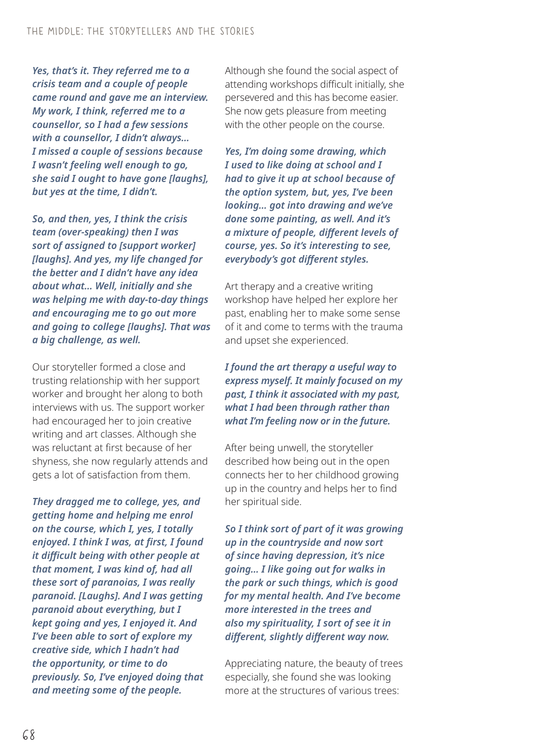*Yes, that's it. They referred me to a crisis team and a couple of people came round and gave me an interview. My work, I think, referred me to a counsellor, so I had a few sessions with a counsellor, I didn't always… I missed a couple of sessions because I wasn't feeling well enough to go, she said I ought to have gone [laughs], but yes at the time, I didn't.*

*So, and then, yes, I think the crisis team (over-speaking) then I was sort of assigned to [support worker] [laughs]. And yes, my life changed for the better and I didn't have any idea about what… Well, initially and she was helping me with day-to-day things and encouraging me to go out more and going to college [laughs]. That was a big challenge, as well.*

Our storyteller formed a close and trusting relationship with her support worker and brought her along to both interviews with us. The support worker had encouraged her to join creative writing and art classes. Although she was reluctant at first because of her shyness, she now regularly attends and gets a lot of satisfaction from them.

*They dragged me to college, yes, and getting home and helping me enrol on the course, which I, yes, I totally enjoyed. I think I was, at first, I found it difficult being with other people at that moment, I was kind of, had all these sort of paranoias, I was really paranoid. [Laughs]. And I was getting paranoid about everything, but I kept going and yes, I enjoyed it. And I've been able to sort of explore my creative side, which I hadn't had the opportunity, or time to do previously. So, I've enjoyed doing that and meeting some of the people.*

Although she found the social aspect of attending workshops difficult initially, she persevered and this has become easier. She now gets pleasure from meeting with the other people on the course.

*Yes, I'm doing some drawing, which I used to like doing at school and I had to give it up at school because of the option system, but, yes, I've been looking… got into drawing and we've done some painting, as well. And it's a mixture of people, different levels of course, yes. So it's interesting to see, everybody's got different styles.*

Art therapy and a creative writing workshop have helped her explore her past, enabling her to make some sense of it and come to terms with the trauma and upset she experienced.

*I found the art therapy a useful way to express myself. It mainly focused on my past, I think it associated with my past, what I had been through rather than what I'm feeling now or in the future.*

After being unwell, the storyteller described how being out in the open connects her to her childhood growing up in the country and helps her to find her spiritual side.

*So I think sort of part of it was growing up in the countryside and now sort of since having depression, it's nice going… I like going out for walks in the park or such things, which is good for my mental health. And I've become more interested in the trees and also my spirituality, I sort of see it in different, slightly different way now.*

Appreciating nature, the beauty of trees especially, she found she was looking more at the structures of various trees: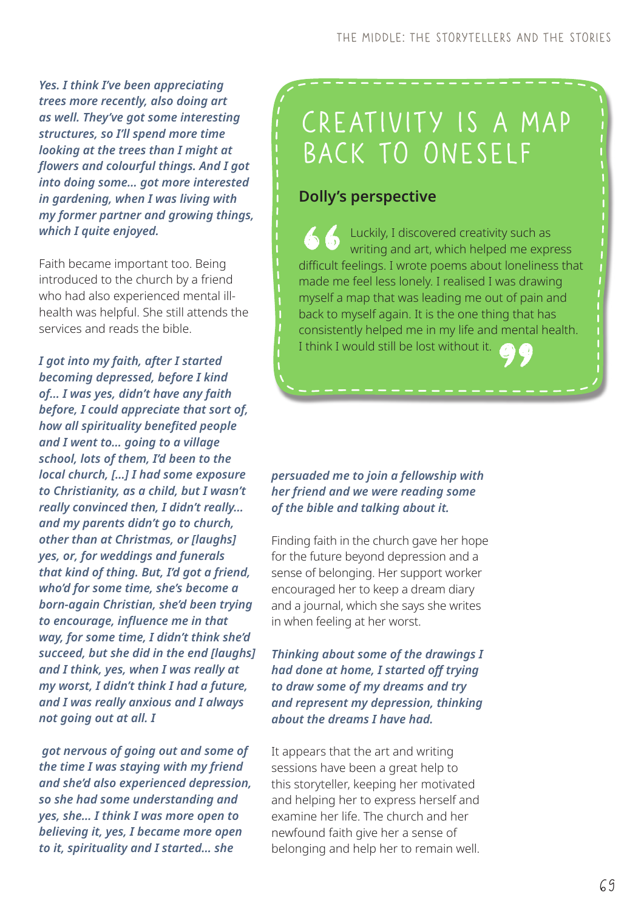***Yes. I think I've been appreciating trees more recently, also doing art as well. They've got some interesting structures, so I'll spend more time looking at the trees than I might at flowers and colourful things. And I got into doing some... got more interested in gardening, when I was living with my former partner and growing things, which I quite enjoyed.***

Faith became important too. Being introduced to the church by a friend who had also experienced mental ill-health was helpful. She still attends the services and reads the bible.

***I got into my faith, after I started becoming depressed, before I kind of... I was yes, didn't have any faith before, I could appreciate that sort of, how all spirituality benefited people and I went to... going to a village school, lots of them, I'd been to the local church, [...] I had some exposure to Christianity, as a child, but I wasn't really convinced then, I didn't really... and my parents didn't go to church, other than at Christmas, or [laughs] yes, or, for weddings and funerals that kind of thing. But, I'd got a friend, who'd for some time, she's become a born-again Christian, she'd been trying to encourage, influence me in that way, for some time, I didn't think she'd succeed, but she did in the end [laughs] and I think, yes, when I was really at my worst, I didn't think I had a future, and I was really anxious and I always not going out at all. I***

***got nervous of going out and some of the time I was staying with my friend and she'd also experienced depression, so she had some understanding and yes, she... I think I was more open to believing it, yes, I became more open to it, spirituality and I started... she persuaded me to join a fellowship with her friend and we were reading some of the bible and talking about it.***

## CREATIVITY IS A MAP BACK TO ONESELF

### Dolly's perspective

> "Luckily, I discovered creativity such as writing and art, which helped me express difficult feelings. I wrote poems about loneliness that made me feel less lonely. I realised I was drawing myself a map that was leading me out of pain and back to myself again. It is the one thing that has consistently helped me in my life and mental health. I think I would still be lost without it."

Finding faith in the church gave her hope for the future beyond depression and a sense of belonging. Her support worker encouraged her to keep a dream diary and a journal, which she says she writes in when feeling at her worst.

***Thinking about some of the drawings I had done at home, I started off trying to draw some of my dreams and try and represent my depression, thinking about the dreams I have had.***

It appears that the art and writing sessions have been a great help to this storyteller, keeping her motivated and helping her to express herself and examine her life. The church and her newfound faith give her a sense of belonging and help her to remain well.